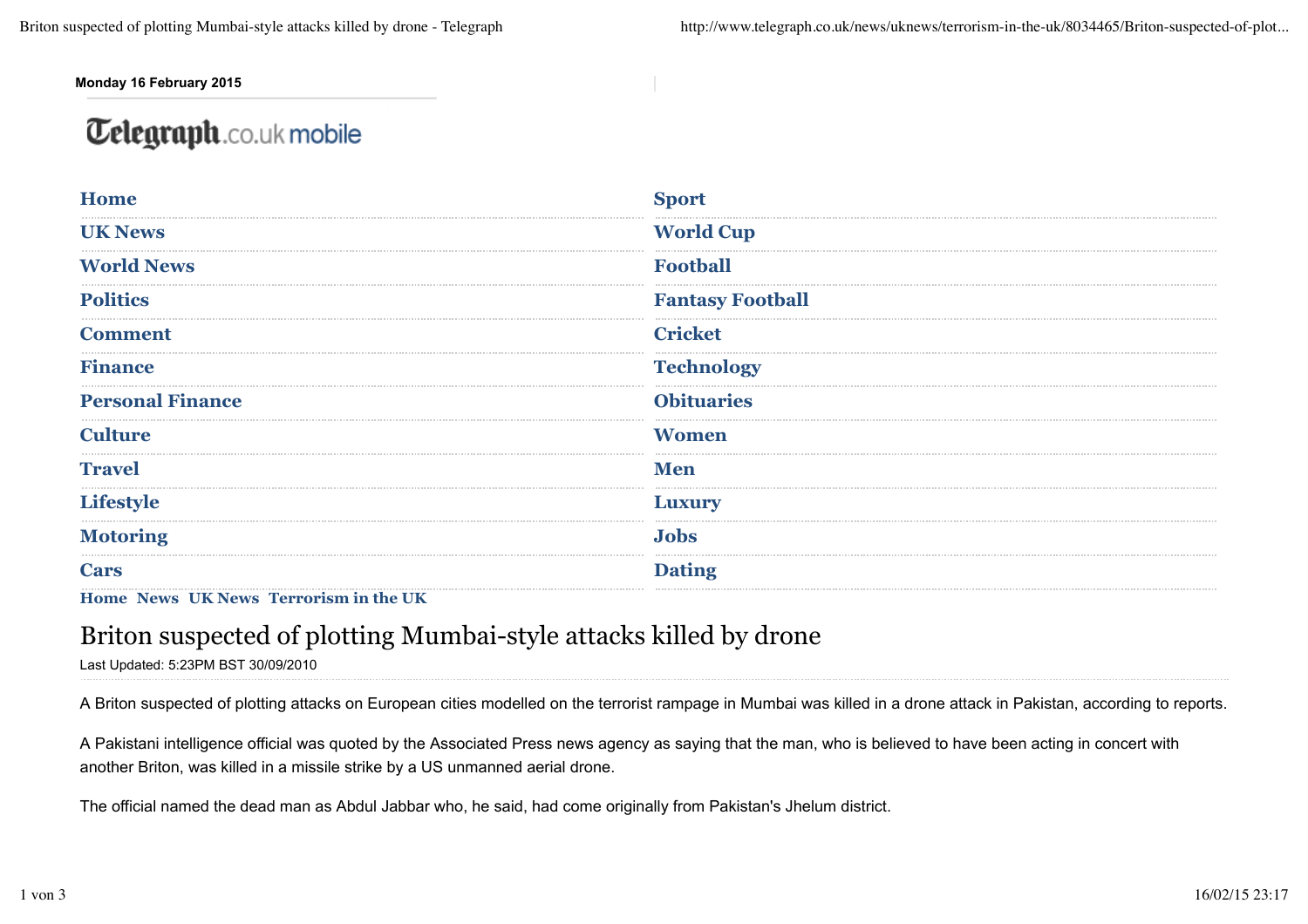Monday 16 February 2015

Telegraph.co.uk mobile

| | |
|---|---|
| Home | Sport |
| UK News | World Cup |
| World News | Football |
| Politics | Fantasy Football |
| Comment | Cricket |
| Finance | Technology |
| Personal Finance | Obituaries |
| Culture | Women |
| Travel | Men |
| Lifestyle | Luxury |
| Motoring | Jobs |
| Cars | Dating |

Home News UK News Terrorism in the UK

# Briton suspected of plotting Mumbai-style attacks killed by drone

Last Updated: 5:23PM BST 30/09/2010

A Briton suspected of plotting attacks on European cities modelled on the terrorist rampage in Mumbai was killed in a drone attack in Pakistan, according to reports.

A Pakistani intelligence official was quoted by the Associated Press news agency as saying that the man, who is believed to have been acting in concert with another Briton, was killed in a missile strike by a US unmanned aerial drone.

The official named the dead man as Abdul Jabbar who, he said, had come originally from Pakistan's Jhelum district.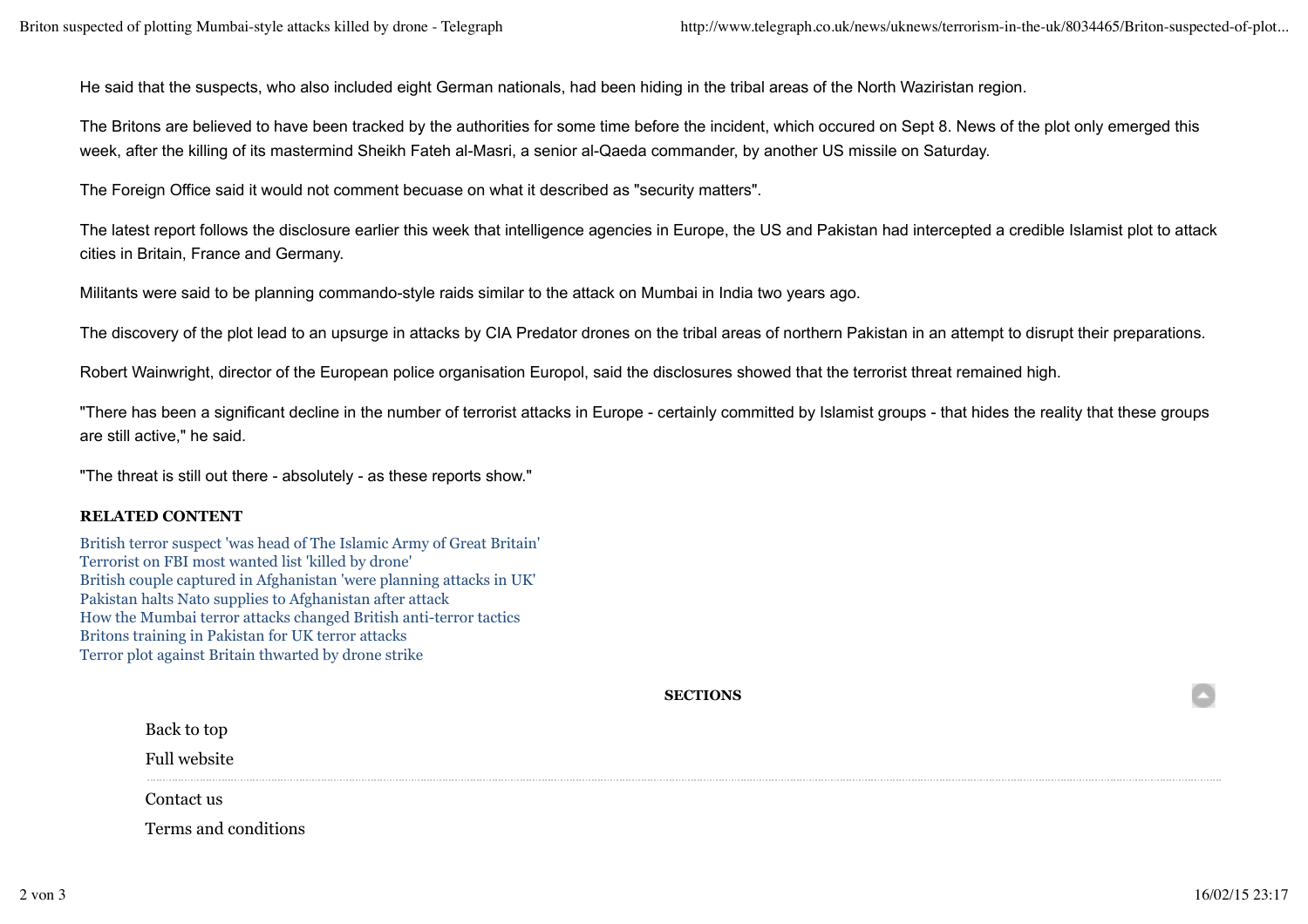He said that the suspects, who also included eight German nationals, had been hiding in the tribal areas of the North Waziristan region.

The Britons are believed to have been tracked by the authorities for some time before the incident, which occured on Sept 8. News of the plot only emerged this week, after the killing of its mastermind Sheikh Fateh al-Masri, a senior al-Qaeda commander, by another US missile on Saturday.

The Foreign Office said it would not comment becuase on what it described as "security matters".

The latest report follows the disclosure earlier this week that intelligence agencies in Europe, the US and Pakistan had intercepted a credible Islamist plot to attack cities in Britain, France and Germany.

Militants were said to be planning commando-style raids similar to the attack on Mumbai in India two years ago.

The discovery of the plot lead to an upsurge in attacks by CIA Predator drones on the tribal areas of northern Pakistan in an attempt to disrupt their preparations.

Robert Wainwright, director of the European police organisation Europol, said the disclosures showed that the terrorist threat remained high.

"There has been a significant decline in the number of terrorist attacks in Europe - certainly committed by Islamist groups - that hides the reality that these groups are still active," he said.

"The threat is still out there - absolutely - as these reports show."

**RELATED CONTENT**

British terror suspect 'was head of The Islamic Army of Great Britain'
Terrorist on FBI most wanted list 'killed by drone'
British couple captured in Afghanistan 'were planning attacks in UK'
Pakistan halts Nato supplies to Afghanistan after attack
How the Mumbai terror attacks changed British anti-terror tactics
Britons training in Pakistan for UK terror attacks
Terror plot against Britain thwarted by drone strike

**SECTIONS**

Back to top

Full website

Contact us

Terms and conditions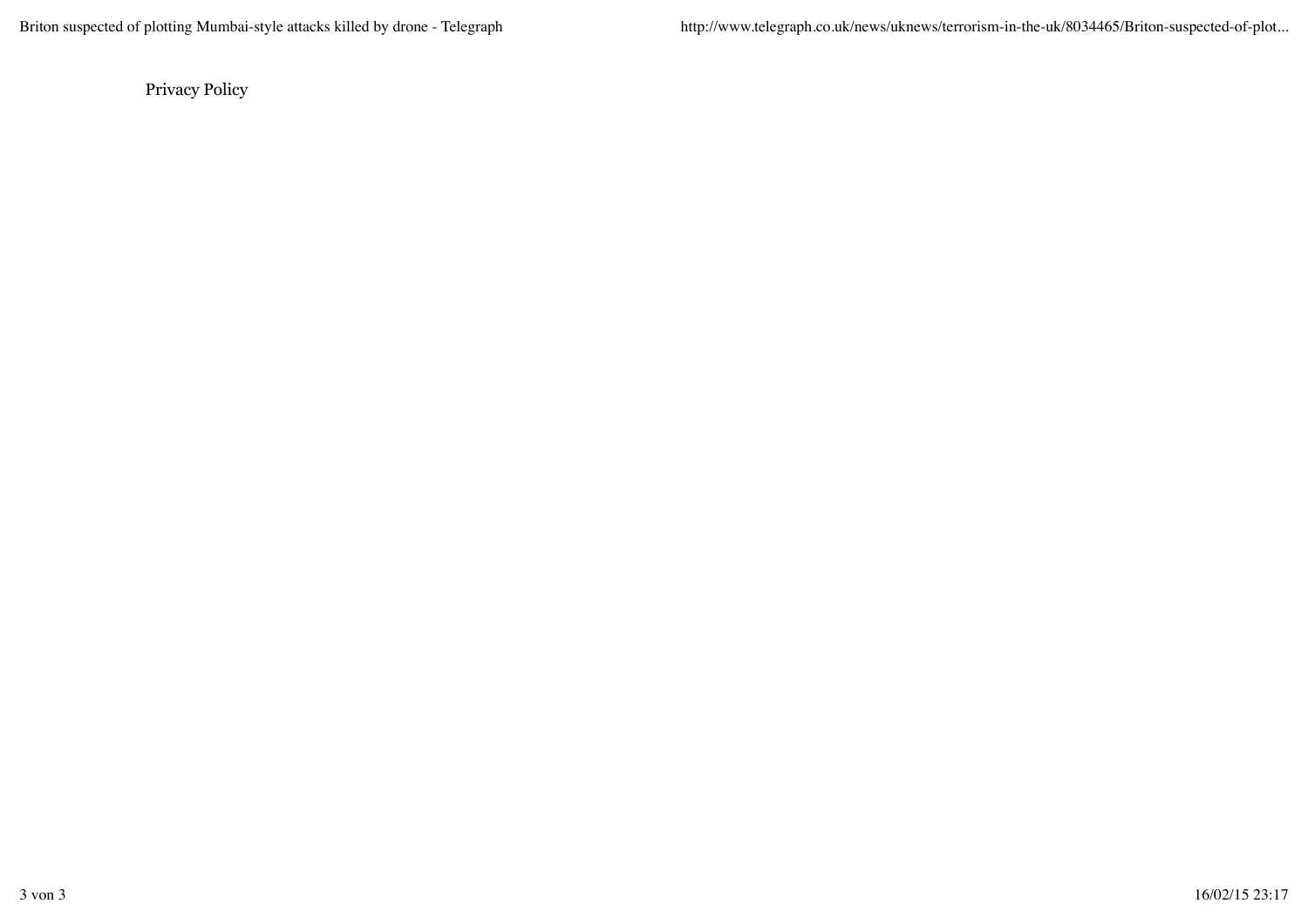Privacy Policy